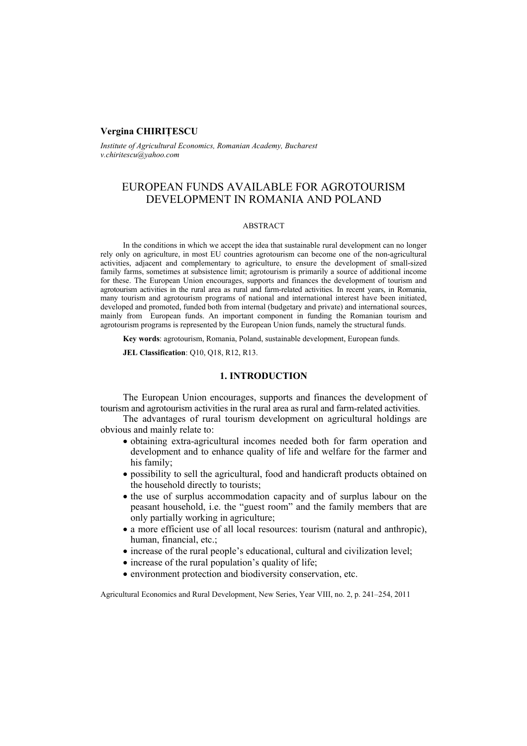**Vergina CHIRIȚESCU**

*Institute of Agricultural Economics, Romanian Academy, Bucharest*
*v.chiritescu@yahoo.com*

# EUROPEAN FUNDS AVAILABLE FOR AGROTOURISM DEVELOPMENT IN ROMANIA AND POLAND

ABSTRACT

In the conditions in which we accept the idea that sustainable rural development can no longer rely only on agriculture, in most EU countries agrotourism can become one of the non-agricultural activities, adjacent and complementary to agriculture, to ensure the development of small-sized family farms, sometimes at subsistence limit; agrotourism is primarily a source of additional income for these. The European Union encourages, supports and finances the development of tourism and agrotourism activities in the rural area as rural and farm-related activities. In recent years, in Romania, many tourism and agrotourism programs of national and international interest have been initiated, developed and promoted, funded both from internal (budgetary and private) and international sources, mainly from European funds. An important component in funding the Romanian tourism and agrotourism programs is represented by the European Union funds, namely the structural funds.

**Key words**: agrotourism, Romania, Poland, sustainable development, European funds.

**JEL Classification**: Q10, Q18, R12, R13.

## 1. INTRODUCTION

The European Union encourages, supports and finances the development of tourism and agrotourism activities in the rural area as rural and farm-related activities.

The advantages of rural tourism development on agricultural holdings are obvious and mainly relate to:

- obtaining extra-agricultural incomes needed both for farm operation and development and to enhance quality of life and welfare for the farmer and his family;
- possibility to sell the agricultural, food and handicraft products obtained on the household directly to tourists;
- the use of surplus accommodation capacity and of surplus labour on the peasant household, i.e. the "guest room" and the family members that are only partially working in agriculture;
- a more efficient use of all local resources: tourism (natural and anthropic), human, financial, etc.;
- increase of the rural people's educational, cultural and civilization level;
- increase of the rural population's quality of life;
- environment protection and biodiversity conservation, etc.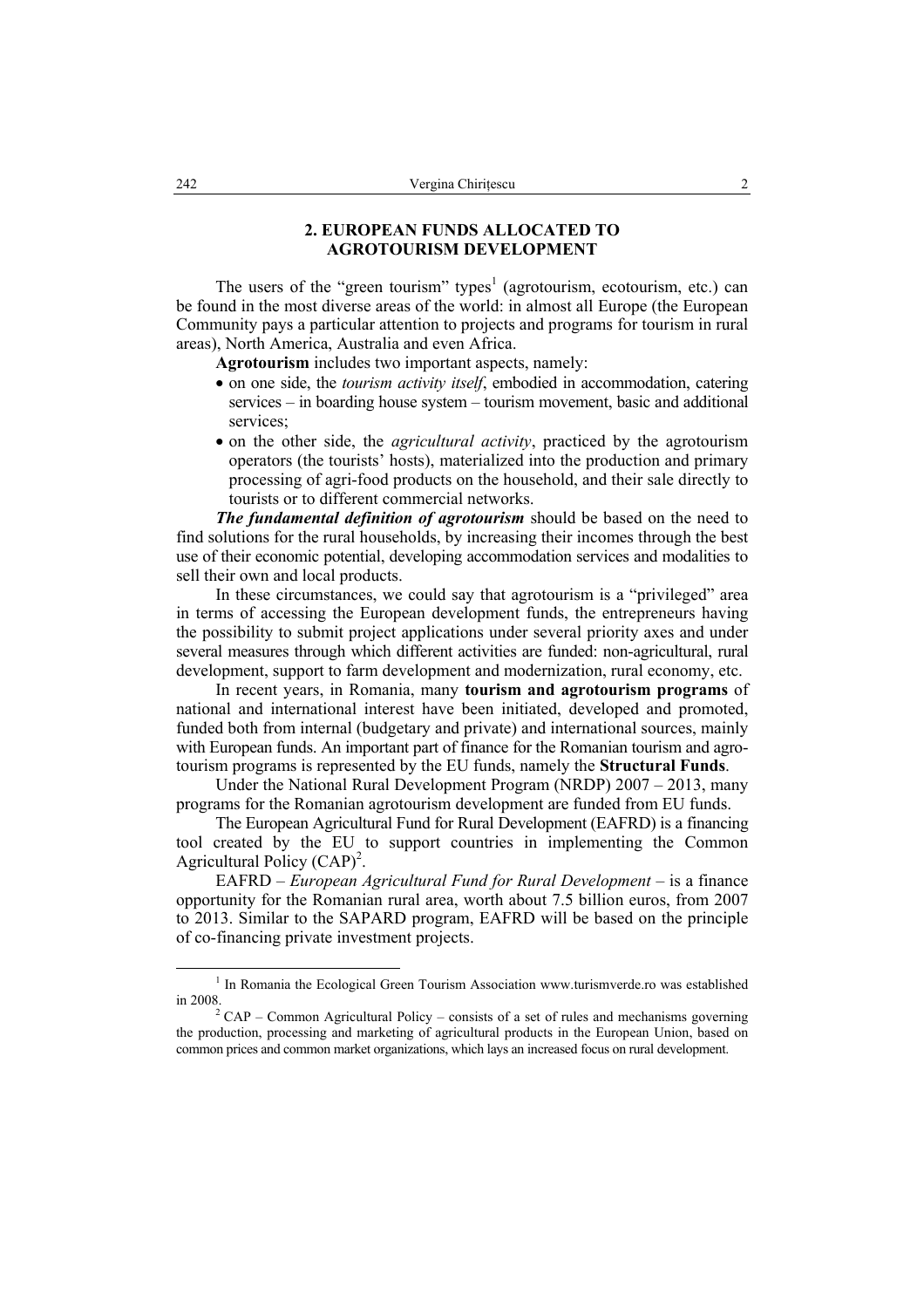## 2. EUROPEAN FUNDS ALLOCATED TO AGROTOURISM DEVELOPMENT

The users of the "green tourism" types[1] (agrotourism, ecotourism, etc.) can be found in the most diverse areas of the world: in almost all Europe (the European Community pays a particular attention to projects and programs for tourism in rural areas), North America, Australia and even Africa.

**Agrotourism** includes two important aspects, namely:

- on one side, the *tourism activity itself*, embodied in accommodation, catering services – in boarding house system – tourism movement, basic and additional services;
- on the other side, the *agricultural activity*, practiced by the agrotourism operators (the tourists' hosts), materialized into the production and primary processing of agri-food products on the household, and their sale directly to tourists or to different commercial networks.

***The fundamental definition of agrotourism*** should be based on the need to find solutions for the rural households, by increasing their incomes through the best use of their economic potential, developing accommodation services and modalities to sell their own and local products.

In these circumstances, we could say that agrotourism is a "privileged" area in terms of accessing the European development funds, the entrepreneurs having the possibility to submit project applications under several priority axes and under several measures through which different activities are funded: non-agricultural, rural development, support to farm development and modernization, rural economy, etc.

In recent years, in Romania, many **tourism and agrotourism programs** of national and international interest have been initiated, developed and promoted, funded both from internal (budgetary and private) and international sources, mainly with European funds. An important part of finance for the Romanian tourism and agrotourism programs is represented by the EU funds, namely the **Structural Funds**.

Under the National Rural Development Program (NRDP) 2007 – 2013, many programs for the Romanian agrotourism development are funded from EU funds.

The European Agricultural Fund for Rural Development (EAFRD) is a financing tool created by the EU to support countries in implementing the Common Agricultural Policy (CAP)[2].

EAFRD – *European Agricultural Fund for Rural Development* – is a finance opportunity for the Romanian rural area, worth about 7.5 billion euros, from 2007 to 2013. Similar to the SAPARD program, EAFRD will be based on the principle of co-financing private investment projects.

---

[1] In Romania the Ecological Green Tourism Association www.turismverde.ro was established in 2008.

[2] CAP – Common Agricultural Policy – consists of a set of rules and mechanisms governing the production, processing and marketing of agricultural products in the European Union, based on common prices and common market organizations, which lays an increased focus on rural development.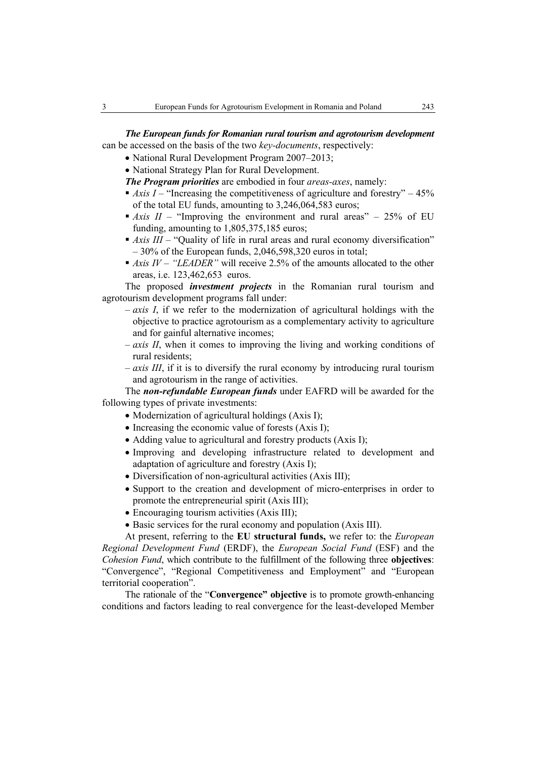***The European funds for Romanian rural tourism and agrotourism development*** can be accessed on the basis of the two *key-documents*, respectively:

- National Rural Development Program 2007–2013;
- National Strategy Plan for Rural Development.

***The Program priorities*** are embodied in four *areas-axes*, namely:

- *Axis I* – "Increasing the competitiveness of agriculture and forestry" – 45% of the total EU funds, amounting to 3,246,064,583 euros;
- *Axis II* – "Improving the environment and rural areas" – 25% of EU funding, amounting to 1,805,375,185 euros;
- *Axis III* – "Quality of life in rural areas and rural economy diversification" – 30% of the European funds, 2,046,598,320 euros in total;
- *Axis IV – "LEADER"* will receive 2.5% of the amounts allocated to the other areas, i.e. 123,462,653 euros.

The proposed ***investment projects*** in the Romanian rural tourism and agrotourism development programs fall under:

– *axis I*, if we refer to the modernization of agricultural holdings with the objective to practice agrotourism as a complementary activity to agriculture and for gainful alternative incomes;

– *axis II*, when it comes to improving the living and working conditions of rural residents;

– *axis III*, if it is to diversify the rural economy by introducing rural tourism and agrotourism in the range of activities.

The ***non-refundable European funds*** under EAFRD will be awarded for the following types of private investments:

- Modernization of agricultural holdings (Axis I);
- Increasing the economic value of forests (Axis I);
- Adding value to agricultural and forestry products (Axis I);
- Improving and developing infrastructure related to development and adaptation of agriculture and forestry (Axis I);
- Diversification of non-agricultural activities (Axis III);
- Support to the creation and development of micro-enterprises in order to promote the entrepreneurial spirit (Axis III);
- Encouraging tourism activities (Axis III);
- Basic services for the rural economy and population (Axis III).

At present, referring to the **EU structural funds,** we refer to: the *European Regional Development Fund* (ERDF), the *European Social Fund* (ESF) and the *Cohesion Fund*, which contribute to the fulfillment of the following three **objectives**: "Convergence", "Regional Competitiveness and Employment" and "European territorial cooperation".

The rationale of the "**Convergence" objective** is to promote growth-enhancing conditions and factors leading to real convergence for the least-developed Member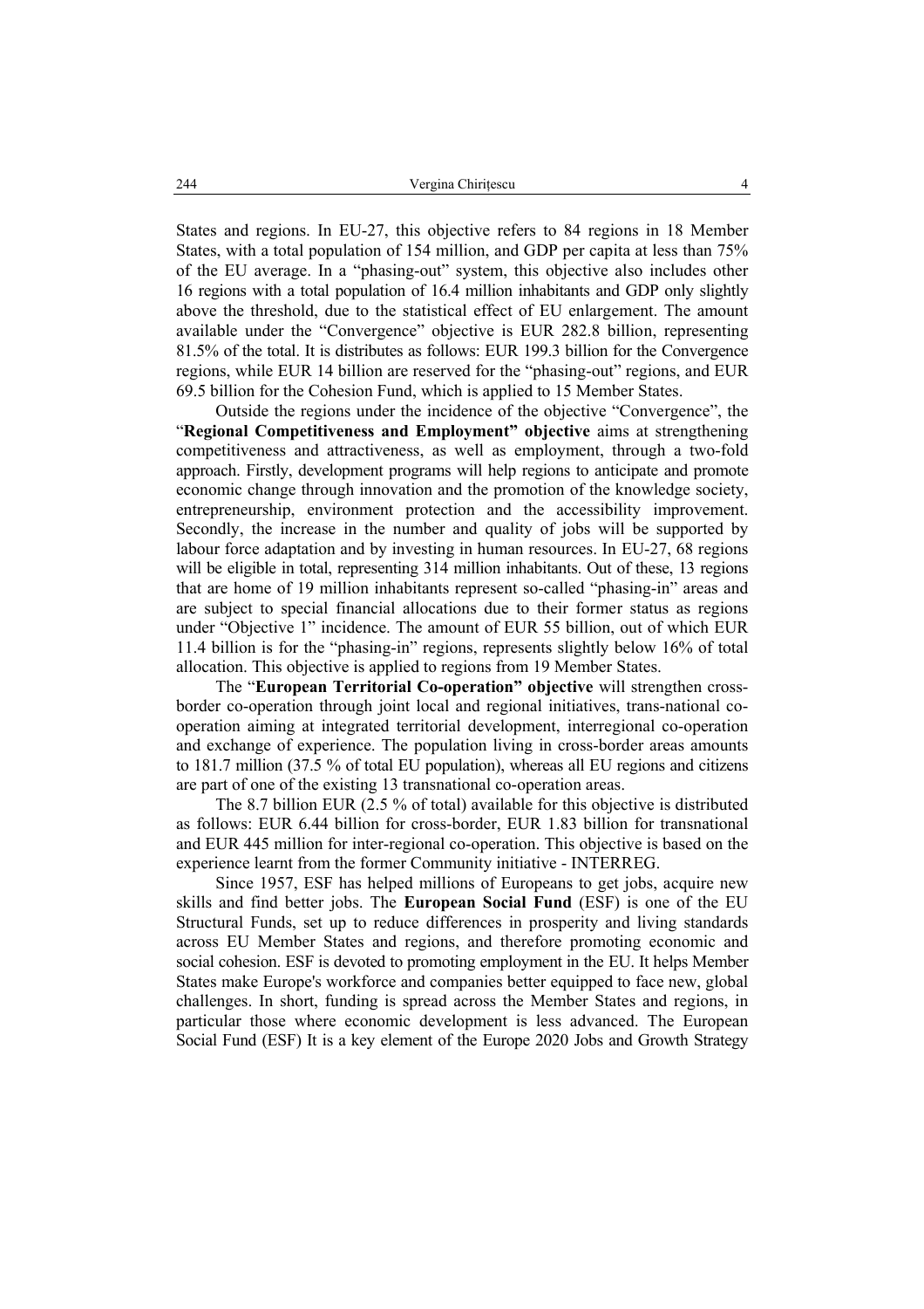States and regions. In EU-27, this objective refers to 84 regions in 18 Member States, with a total population of 154 million, and GDP per capita at less than 75% of the EU average. In a "phasing-out" system, this objective also includes other 16 regions with a total population of 16.4 million inhabitants and GDP only slightly above the threshold, due to the statistical effect of EU enlargement. The amount available under the "Convergence" objective is EUR 282.8 billion, representing 81.5% of the total. It is distributes as follows: EUR 199.3 billion for the Convergence regions, while EUR 14 billion are reserved for the "phasing-out" regions, and EUR 69.5 billion for the Cohesion Fund, which is applied to 15 Member States.

Outside the regions under the incidence of the objective "Convergence", the "**Regional Competitiveness and Employment" objective** aims at strengthening competitiveness and attractiveness, as well as employment, through a two-fold approach. Firstly, development programs will help regions to anticipate and promote economic change through innovation and the promotion of the knowledge society, entrepreneurship, environment protection and the accessibility improvement. Secondly, the increase in the number and quality of jobs will be supported by labour force adaptation and by investing in human resources. In EU-27, 68 regions will be eligible in total, representing 314 million inhabitants. Out of these, 13 regions that are home of 19 million inhabitants represent so-called "phasing-in" areas and are subject to special financial allocations due to their former status as regions under "Objective 1" incidence. The amount of EUR 55 billion, out of which EUR 11.4 billion is for the "phasing-in" regions, represents slightly below 16% of total allocation. This objective is applied to regions from 19 Member States.

The "**European Territorial Co-operation" objective** will strengthen cross-border co-operation through joint local and regional initiatives, trans-national co-operation aiming at integrated territorial development, interregional co-operation and exchange of experience. The population living in cross-border areas amounts to 181.7 million (37.5 % of total EU population), whereas all EU regions and citizens are part of one of the existing 13 transnational co-operation areas.

The 8.7 billion EUR (2.5 % of total) available for this objective is distributed as follows: EUR 6.44 billion for cross-border, EUR 1.83 billion for transnational and EUR 445 million for inter-regional co-operation. This objective is based on the experience learnt from the former Community initiative - INTERREG.

Since 1957, ESF has helped millions of Europeans to get jobs, acquire new skills and find better jobs. The **European Social Fund** (ESF) is one of the EU Structural Funds, set up to reduce differences in prosperity and living standards across EU Member States and regions, and therefore promoting economic and social cohesion. ESF is devoted to promoting employment in the EU. It helps Member States make Europe's workforce and companies better equipped to face new, global challenges. In short, funding is spread across the Member States and regions, in particular those where economic development is less advanced. The European Social Fund (ESF) It is a key element of the Europe 2020 Jobs and Growth Strategy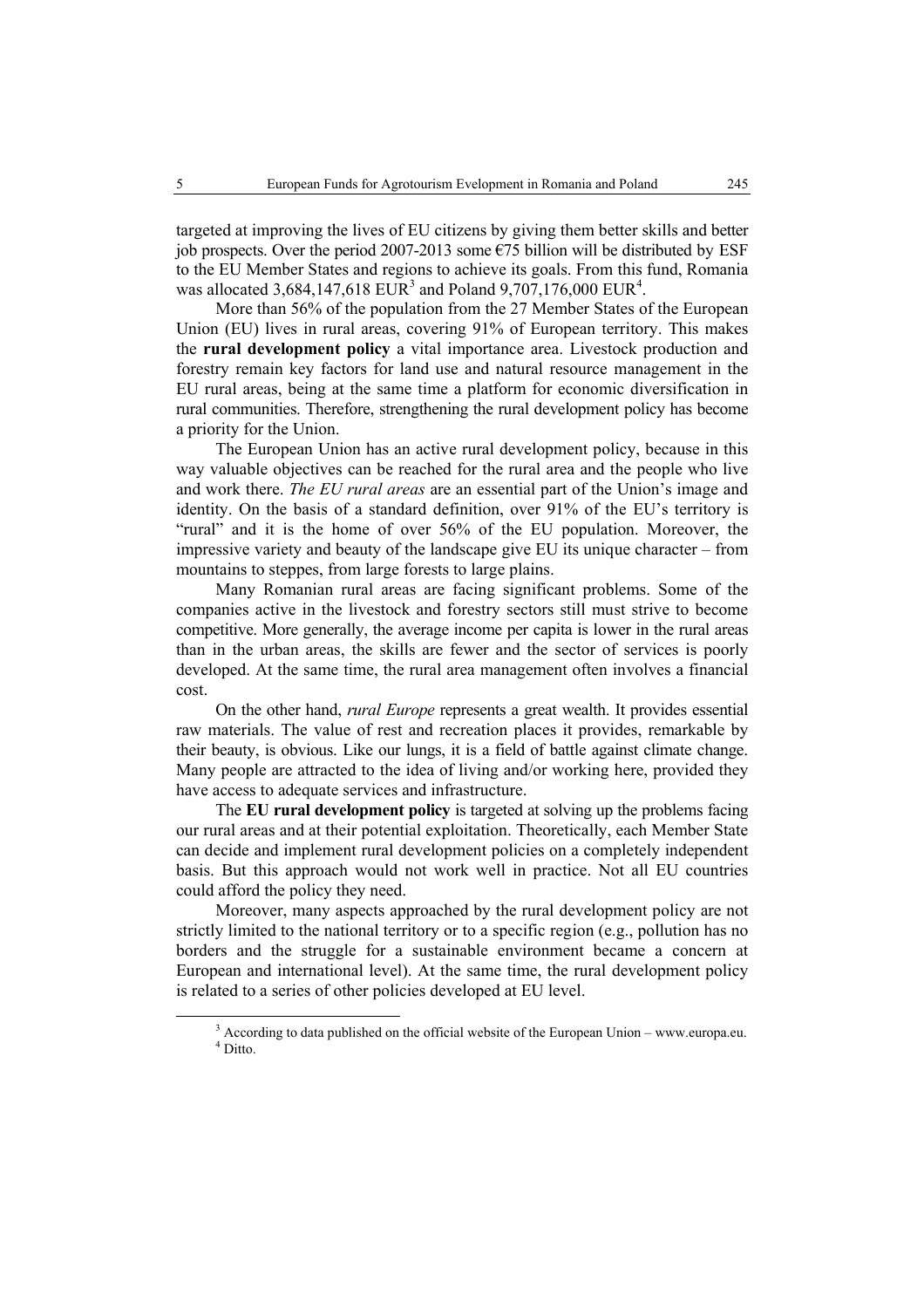targeted at improving the lives of EU citizens by giving them better skills and better job prospects. Over the period 2007-2013 some €75 billion will be distributed by ESF to the EU Member States and regions to achieve its goals. From this fund, Romania was allocated 3,684,147,618 EUR[3] and Poland 9,707,176,000 EUR[4].

More than 56% of the population from the 27 Member States of the European Union (EU) lives in rural areas, covering 91% of European territory. This makes the **rural development policy** a vital importance area. Livestock production and forestry remain key factors for land use and natural resource management in the EU rural areas, being at the same time a platform for economic diversification in rural communities. Therefore, strengthening the rural development policy has become a priority for the Union.

The European Union has an active rural development policy, because in this way valuable objectives can be reached for the rural area and the people who live and work there. *The EU rural areas* are an essential part of the Union's image and identity. On the basis of a standard definition, over 91% of the EU's territory is "rural" and it is the home of over 56% of the EU population. Moreover, the impressive variety and beauty of the landscape give EU its unique character – from mountains to steppes, from large forests to large plains.

Many Romanian rural areas are facing significant problems. Some of the companies active in the livestock and forestry sectors still must strive to become competitive. More generally, the average income per capita is lower in the rural areas than in the urban areas, the skills are fewer and the sector of services is poorly developed. At the same time, the rural area management often involves a financial cost.

On the other hand, *rural Europe* represents a great wealth. It provides essential raw materials. The value of rest and recreation places it provides, remarkable by their beauty, is obvious. Like our lungs, it is a field of battle against climate change. Many people are attracted to the idea of living and/or working here, provided they have access to adequate services and infrastructure.

The **EU rural development policy** is targeted at solving up the problems facing our rural areas and at their potential exploitation. Theoretically, each Member State can decide and implement rural development policies on a completely independent basis. But this approach would not work well in practice. Not all EU countries could afford the policy they need.

Moreover, many aspects approached by the rural development policy are not strictly limited to the national territory or to a specific region (e.g., pollution has no borders and the struggle for a sustainable environment became a concern at European and international level). At the same time, the rural development policy is related to a series of other policies developed at EU level.

[3] According to data published on the official website of the European Union – www.europa.eu.

[4] Ditto.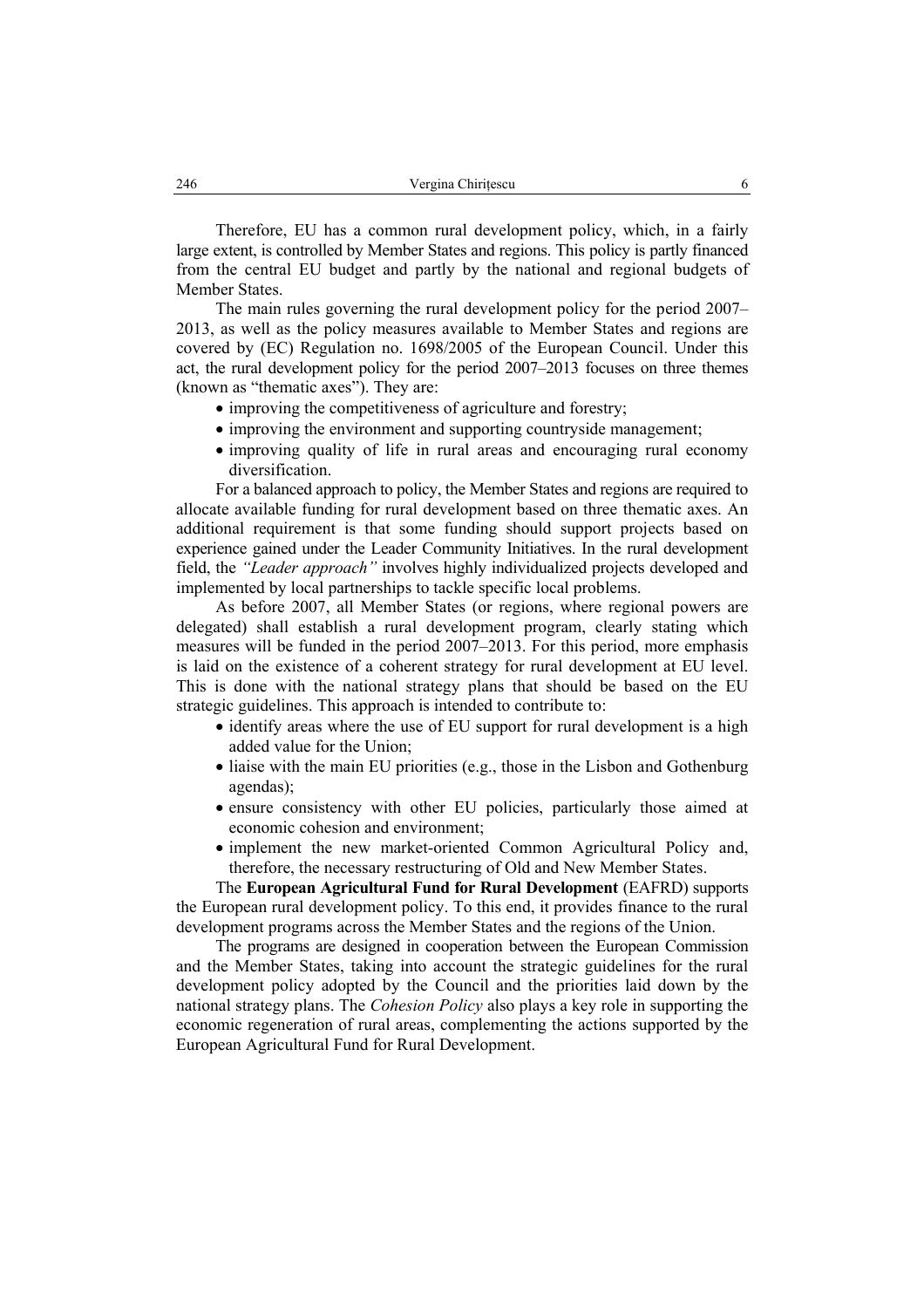Therefore, EU has a common rural development policy, which, in a fairly large extent, is controlled by Member States and regions. This policy is partly financed from the central EU budget and partly by the national and regional budgets of Member States.

The main rules governing the rural development policy for the period 2007–2013, as well as the policy measures available to Member States and regions are covered by (EC) Regulation no. 1698/2005 of the European Council. Under this act, the rural development policy for the period 2007–2013 focuses on three themes (known as "thematic axes"). They are:

- improving the competitiveness of agriculture and forestry;
- improving the environment and supporting countryside management;
- improving quality of life in rural areas and encouraging rural economy diversification.

For a balanced approach to policy, the Member States and regions are required to allocate available funding for rural development based on three thematic axes. An additional requirement is that some funding should support projects based on experience gained under the Leader Community Initiatives. In the rural development field, the *"Leader approach"* involves highly individualized projects developed and implemented by local partnerships to tackle specific local problems.

As before 2007, all Member States (or regions, where regional powers are delegated) shall establish a rural development program, clearly stating which measures will be funded in the period 2007–2013. For this period, more emphasis is laid on the existence of a coherent strategy for rural development at EU level. This is done with the national strategy plans that should be based on the EU strategic guidelines. This approach is intended to contribute to:

- identify areas where the use of EU support for rural development is a high added value for the Union;
- liaise with the main EU priorities (e.g., those in the Lisbon and Gothenburg agendas);
- ensure consistency with other EU policies, particularly those aimed at economic cohesion and environment;
- implement the new market-oriented Common Agricultural Policy and, therefore, the necessary restructuring of Old and New Member States.

The **European Agricultural Fund for Rural Development** (EAFRD) supports the European rural development policy. To this end, it provides finance to the rural development programs across the Member States and the regions of the Union.

The programs are designed in cooperation between the European Commission and the Member States, taking into account the strategic guidelines for the rural development policy adopted by the Council and the priorities laid down by the national strategy plans. The *Cohesion Policy* also plays a key role in supporting the economic regeneration of rural areas, complementing the actions supported by the European Agricultural Fund for Rural Development.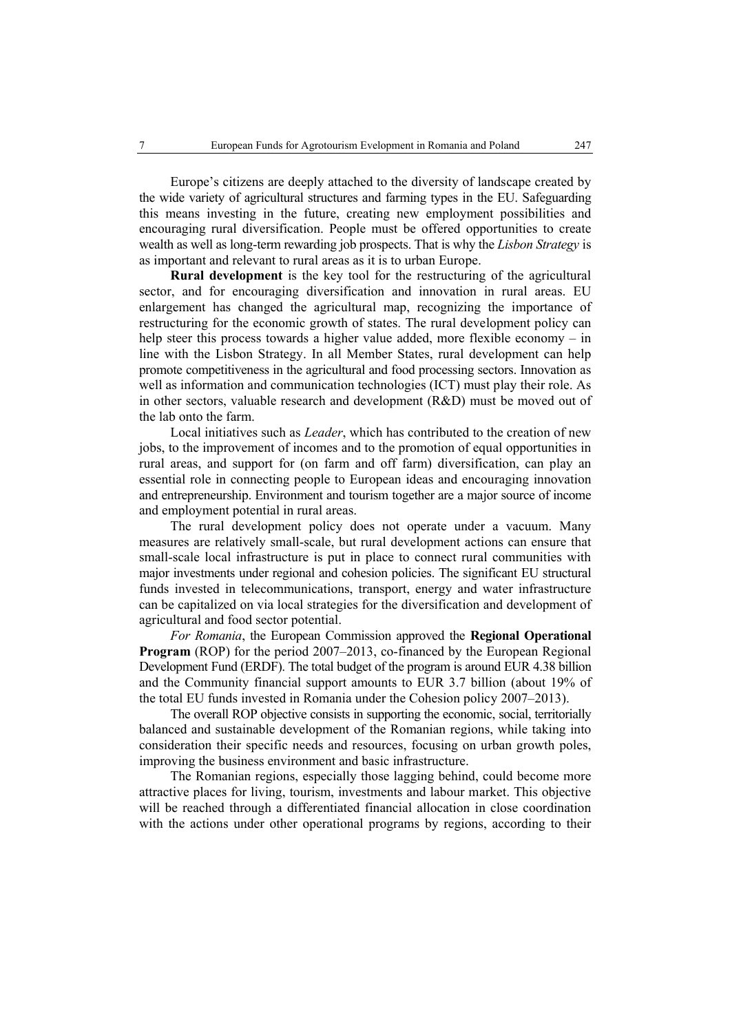Europe's citizens are deeply attached to the diversity of landscape created by the wide variety of agricultural structures and farming types in the EU. Safeguarding this means investing in the future, creating new employment possibilities and encouraging rural diversification. People must be offered opportunities to create wealth as well as long-term rewarding job prospects. That is why the *Lisbon Strategy* is as important and relevant to rural areas as it is to urban Europe.

**Rural development** is the key tool for the restructuring of the agricultural sector, and for encouraging diversification and innovation in rural areas. EU enlargement has changed the agricultural map, recognizing the importance of restructuring for the economic growth of states. The rural development policy can help steer this process towards a higher value added, more flexible economy – in line with the Lisbon Strategy. In all Member States, rural development can help promote competitiveness in the agricultural and food processing sectors. Innovation as well as information and communication technologies (ICT) must play their role. As in other sectors, valuable research and development (R&D) must be moved out of the lab onto the farm.

Local initiatives such as *Leader*, which has contributed to the creation of new jobs, to the improvement of incomes and to the promotion of equal opportunities in rural areas, and support for (on farm and off farm) diversification, can play an essential role in connecting people to European ideas and encouraging innovation and entrepreneurship. Environment and tourism together are a major source of income and employment potential in rural areas.

The rural development policy does not operate under a vacuum. Many measures are relatively small-scale, but rural development actions can ensure that small-scale local infrastructure is put in place to connect rural communities with major investments under regional and cohesion policies. The significant EU structural funds invested in telecommunications, transport, energy and water infrastructure can be capitalized on via local strategies for the diversification and development of agricultural and food sector potential.

*For Romania*, the European Commission approved the **Regional Operational Program** (ROP) for the period 2007–2013, co-financed by the European Regional Development Fund (ERDF). The total budget of the program is around EUR 4.38 billion and the Community financial support amounts to EUR 3.7 billion (about 19% of the total EU funds invested in Romania under the Cohesion policy 2007–2013).

The overall ROP objective consists in supporting the economic, social, territorially balanced and sustainable development of the Romanian regions, while taking into consideration their specific needs and resources, focusing on urban growth poles, improving the business environment and basic infrastructure.

The Romanian regions, especially those lagging behind, could become more attractive places for living, tourism, investments and labour market. This objective will be reached through a differentiated financial allocation in close coordination with the actions under other operational programs by regions, according to their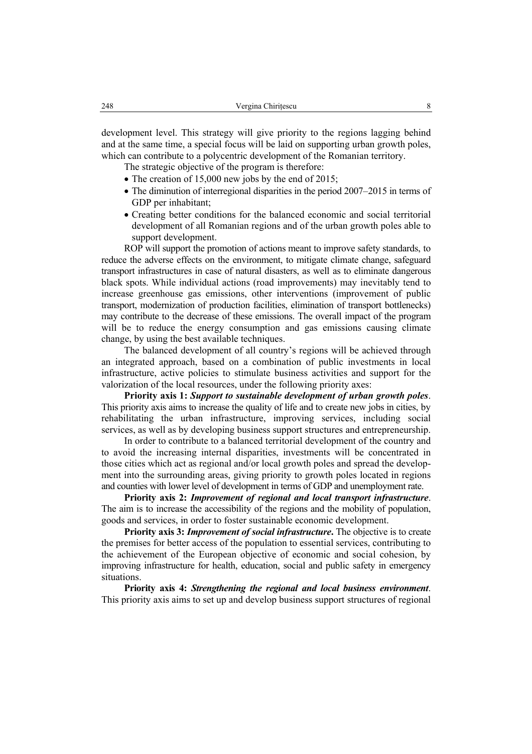development level. This strategy will give priority to the regions lagging behind and at the same time, a special focus will be laid on supporting urban growth poles, which can contribute to a polycentric development of the Romanian territory.

The strategic objective of the program is therefore:

- The creation of 15,000 new jobs by the end of 2015;
- The diminution of interregional disparities in the period 2007–2015 in terms of GDP per inhabitant;
- Creating better conditions for the balanced economic and social territorial development of all Romanian regions and of the urban growth poles able to support development.

ROP will support the promotion of actions meant to improve safety standards, to reduce the adverse effects on the environment, to mitigate climate change, safeguard transport infrastructures in case of natural disasters, as well as to eliminate dangerous black spots. While individual actions (road improvements) may inevitably tend to increase greenhouse gas emissions, other interventions (improvement of public transport, modernization of production facilities, elimination of transport bottlenecks) may contribute to the decrease of these emissions. The overall impact of the program will be to reduce the energy consumption and gas emissions causing climate change, by using the best available techniques.

The balanced development of all country's regions will be achieved through an integrated approach, based on a combination of public investments in local infrastructure, active policies to stimulate business activities and support for the valorization of the local resources, under the following priority axes:

**Priority axis 1:** ***Support to sustainable development of urban growth poles***. This priority axis aims to increase the quality of life and to create new jobs in cities, by rehabilitating the urban infrastructure, improving services, including social services, as well as by developing business support structures and entrepreneurship.

In order to contribute to a balanced territorial development of the country and to avoid the increasing internal disparities, investments will be concentrated in those cities which act as regional and/or local growth poles and spread the development into the surrounding areas, giving priority to growth poles located in regions and counties with lower level of development in terms of GDP and unemployment rate.

**Priority axis 2:** ***Improvement of regional and local transport infrastructure***. The aim is to increase the accessibility of the regions and the mobility of population, goods and services, in order to foster sustainable economic development.

**Priority axis 3:** ***Improvement of social infrastructure***. The objective is to create the premises for better access of the population to essential services, contributing to the achievement of the European objective of economic and social cohesion, by improving infrastructure for health, education, social and public safety in emergency situations.

**Priority axis 4:** ***Strengthening the regional and local business environment***. This priority axis aims to set up and develop business support structures of regional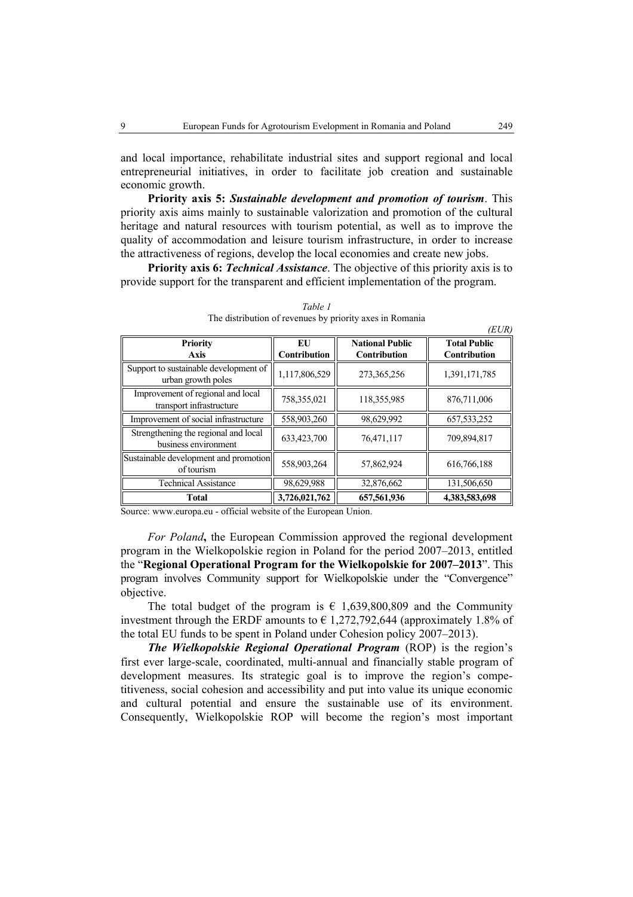and local importance, rehabilitate industrial sites and support regional and local entrepreneurial initiatives, in order to facilitate job creation and sustainable economic growth.

**Priority axis 5:** ***Sustainable development and promotion of tourism***. This priority axis aims mainly to sustainable valorization and promotion of the cultural heritage and natural resources with tourism potential, as well as to improve the quality of accommodation and leisure tourism infrastructure, in order to increase the attractiveness of regions, develop the local economies and create new jobs.

**Priority axis 6:** ***Technical Assistance***. The objective of this priority axis is to provide support for the transparent and efficient implementation of the program.

*Table 1*
The distribution of revenues by priority axes in Romania

*(EUR)*

| Priority Axis | EU Contribution | National Public Contribution | Total Public Contribution |
|---|---|---|---|
| Support to sustainable development of urban growth poles | 1,117,806,529 | 273,365,256 | 1,391,171,785 |
| Improvement of regional and local transport infrastructure | 758,355,021 | 118,355,985 | 876,711,006 |
| Improvement of social infrastructure | 558,903,260 | 98,629,992 | 657,533,252 |
| Strengthening the regional and local business environment | 633,423,700 | 76,471,117 | 709,894,817 |
| Sustainable development and promotion of tourism | 558,903,264 | 57,862,924 | 616,766,188 |
| Technical Assistance | 98,629,988 | 32,876,662 | 131,506,650 |
| **Total** | **3,726,021,762** | **657,561,936** | **4,383,583,698** |

Source: www.europa.eu - official website of the European Union.

*For Poland***,** the European Commission approved the regional development program in the Wielkopolskie region in Poland for the period 2007–2013, entitled the "**Regional Operational Program for the Wielkopolskie for 2007–2013**". This program involves Community support for Wielkopolskie under the "Convergence" objective.

The total budget of the program is € 1,639,800,809 and the Community investment through the ERDF amounts to € 1,272,792,644 (approximately 1.8% of the total EU funds to be spent in Poland under Cohesion policy 2007–2013).

***The Wielkopolskie Regional Operational Program*** (ROP) is the region's first ever large-scale, coordinated, multi-annual and financially stable program of development measures. Its strategic goal is to improve the region's competitiveness, social cohesion and accessibility and put into value its unique economic and cultural potential and ensure the sustainable use of its environment. Consequently, Wielkopolskie ROP will become the region's most important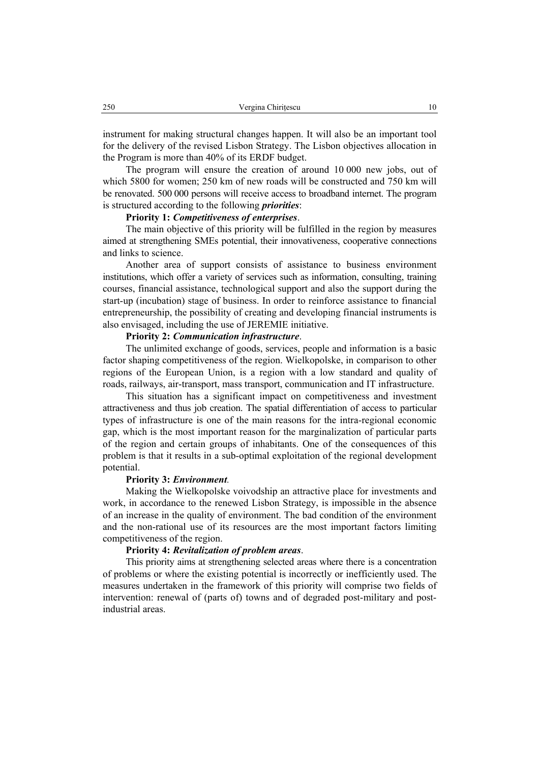instrument for making structural changes happen. It will also be an important tool for the delivery of the revised Lisbon Strategy. The Lisbon objectives allocation in the Program is more than 40% of its ERDF budget.

The program will ensure the creation of around 10 000 new jobs, out of which 5800 for women; 250 km of new roads will be constructed and 750 km will be renovated. 500 000 persons will receive access to broadband internet. The program is structured according to the following ***priorities***:

**Priority 1:** ***Competitiveness of enterprises***.

The main objective of this priority will be fulfilled in the region by measures aimed at strengthening SMEs potential, their innovativeness, cooperative connections and links to science.

Another area of support consists of assistance to business environment institutions, which offer a variety of services such as information, consulting, training courses, financial assistance, technological support and also the support during the start-up (incubation) stage of business. In order to reinforce assistance to financial entrepreneurship, the possibility of creating and developing financial instruments is also envisaged, including the use of JEREMIE initiative.

**Priority 2:** ***Communication infrastructure***.

The unlimited exchange of goods, services, people and information is a basic factor shaping competitiveness of the region. Wielkopolske, in comparison to other regions of the European Union, is a region with a low standard and quality of roads, railways, air-transport, mass transport, communication and IT infrastructure.

This situation has a significant impact on competitiveness and investment attractiveness and thus job creation. The spatial differentiation of access to particular types of infrastructure is one of the main reasons for the intra-regional economic gap, which is the most important reason for the marginalization of particular parts of the region and certain groups of inhabitants. One of the consequences of this problem is that it results in a sub-optimal exploitation of the regional development potential.

**Priority 3:** ***Environment***.

Making the Wielkopolske voivodship an attractive place for investments and work, in accordance to the renewed Lisbon Strategy, is impossible in the absence of an increase in the quality of environment. The bad condition of the environment and the non-rational use of its resources are the most important factors limiting competitiveness of the region.

**Priority 4:** ***Revitalization of problem areas***.

This priority aims at strengthening selected areas where there is a concentration of problems or where the existing potential is incorrectly or inefficiently used. The measures undertaken in the framework of this priority will comprise two fields of intervention: renewal of (parts of) towns and of degraded post-military and post-industrial areas.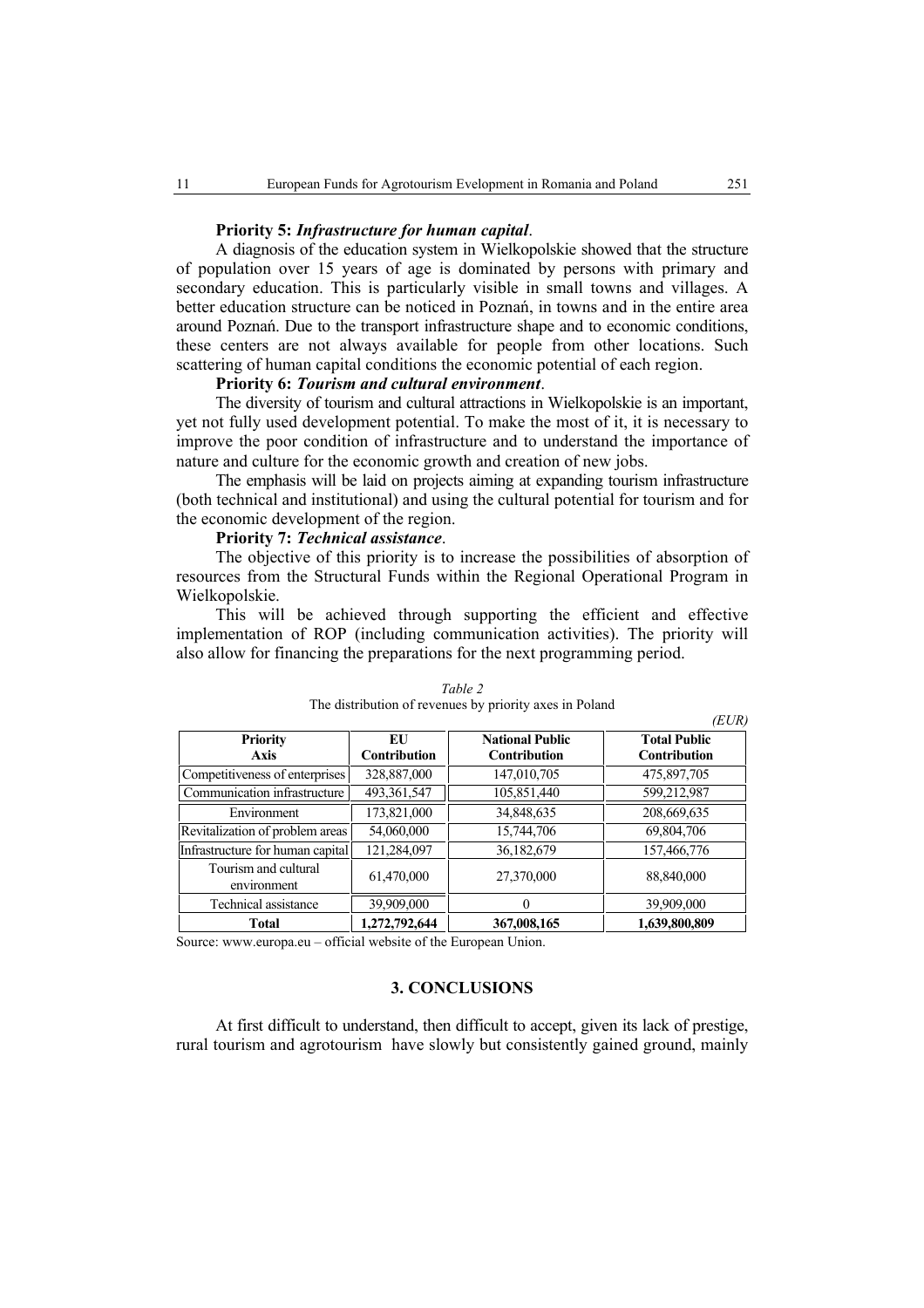**Priority 5:** ***Infrastructure for human capital*.**

A diagnosis of the education system in Wielkopolskie showed that the structure of population over 15 years of age is dominated by persons with primary and secondary education. This is particularly visible in small towns and villages. A better education structure can be noticed in Poznań, in towns and in the entire area around Poznań. Due to the transport infrastructure shape and to economic conditions, these centers are not always available for people from other locations. Such scattering of human capital conditions the economic potential of each region.

**Priority 6:** ***Tourism and cultural environment*.**

The diversity of tourism and cultural attractions in Wielkopolskie is an important, yet not fully used development potential. To make the most of it, it is necessary to improve the poor condition of infrastructure and to understand the importance of nature and culture for the economic growth and creation of new jobs.

The emphasis will be laid on projects aiming at expanding tourism infrastructure (both technical and institutional) and using the cultural potential for tourism and for the economic development of the region.

**Priority 7:** ***Technical assistance*.**

The objective of this priority is to increase the possibilities of absorption of resources from the Structural Funds within the Regional Operational Program in Wielkopolskie.

This will be achieved through supporting the efficient and effective implementation of ROP (including communication activities). The priority will also allow for financing the preparations for the next programming period.

*Table 2*

The distribution of revenues by priority axes in Poland

*(EUR)*

| Priority Axis | EU Contribution | National Public Contribution | Total Public Contribution |
|---|---|---|---|
| Competitiveness of enterprises | 328,887,000 | 147,010,705 | 475,897,705 |
| Communication infrastructure | 493,361,547 | 105,851,440 | 599,212,987 |
| Environment | 173,821,000 | 34,848,635 | 208,669,635 |
| Revitalization of problem areas | 54,060,000 | 15,744,706 | 69,804,706 |
| Infrastructure for human capital | 121,284,097 | 36,182,679 | 157,466,776 |
| Tourism and cultural environment | 61,470,000 | 27,370,000 | 88,840,000 |
| Technical assistance | 39,909,000 | 0 | 39,909,000 |
| **Total** | **1,272,792,644** | **367,008,165** | **1,639,800,809** |

Source: www.europa.eu – official website of the European Union.

## 3. CONCLUSIONS

At first difficult to understand, then difficult to accept, given its lack of prestige, rural tourism and agrotourism have slowly but consistently gained ground, mainly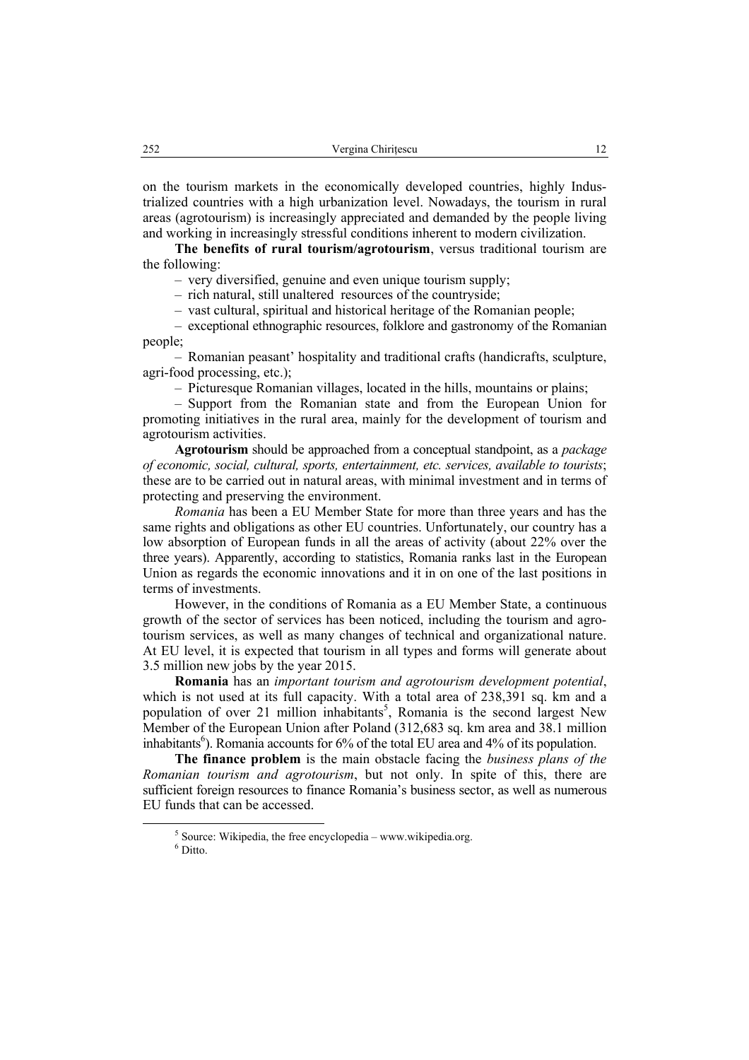on the tourism markets in the economically developed countries, highly Industrialized countries with a high urbanization level. Nowadays, the tourism in rural areas (agrotourism) is increasingly appreciated and demanded by the people living and working in increasingly stressful conditions inherent to modern civilization.

**The benefits of rural tourism/agrotourism**, versus traditional tourism are the following:

– very diversified, genuine and even unique tourism supply;

– rich natural, still unaltered resources of the countryside;

– vast cultural, spiritual and historical heritage of the Romanian people;

– exceptional ethnographic resources, folklore and gastronomy of the Romanian people;

– Romanian peasant' hospitality and traditional crafts (handicrafts, sculpture, agri-food processing, etc.);

– Picturesque Romanian villages, located in the hills, mountains or plains;

– Support from the Romanian state and from the European Union for promoting initiatives in the rural area, mainly for the development of tourism and agrotourism activities.

**Agrotourism** should be approached from a conceptual standpoint, as a *package of economic, social, cultural, sports, entertainment, etc. services, available to tourists*; these are to be carried out in natural areas, with minimal investment and in terms of protecting and preserving the environment.

*Romania* has been a EU Member State for more than three years and has the same rights and obligations as other EU countries. Unfortunately, our country has a low absorption of European funds in all the areas of activity (about 22% over the three years). Apparently, according to statistics, Romania ranks last in the European Union as regards the economic innovations and it in on one of the last positions in terms of investments.

However, in the conditions of Romania as a EU Member State, a continuous growth of the sector of services has been noticed, including the tourism and agrotourism services, as well as many changes of technical and organizational nature. At EU level, it is expected that tourism in all types and forms will generate about 3.5 million new jobs by the year 2015.

**Romania** has an *important tourism and agrotourism development potential*, which is not used at its full capacity. With a total area of 238,391 sq. km and a population of over 21 million inhabitants[5], Romania is the second largest New Member of the European Union after Poland (312,683 sq. km area and 38.1 million inhabitants[6]). Romania accounts for 6% of the total EU area and 4% of its population.

**The finance problem** is the main obstacle facing the *business plans of the Romanian tourism and agrotourism*, but not only. In spite of this, there are sufficient foreign resources to finance Romania's business sector, as well as numerous EU funds that can be accessed.

---

[5] Source: Wikipedia, the free encyclopedia – www.wikipedia.org.

[6] Ditto.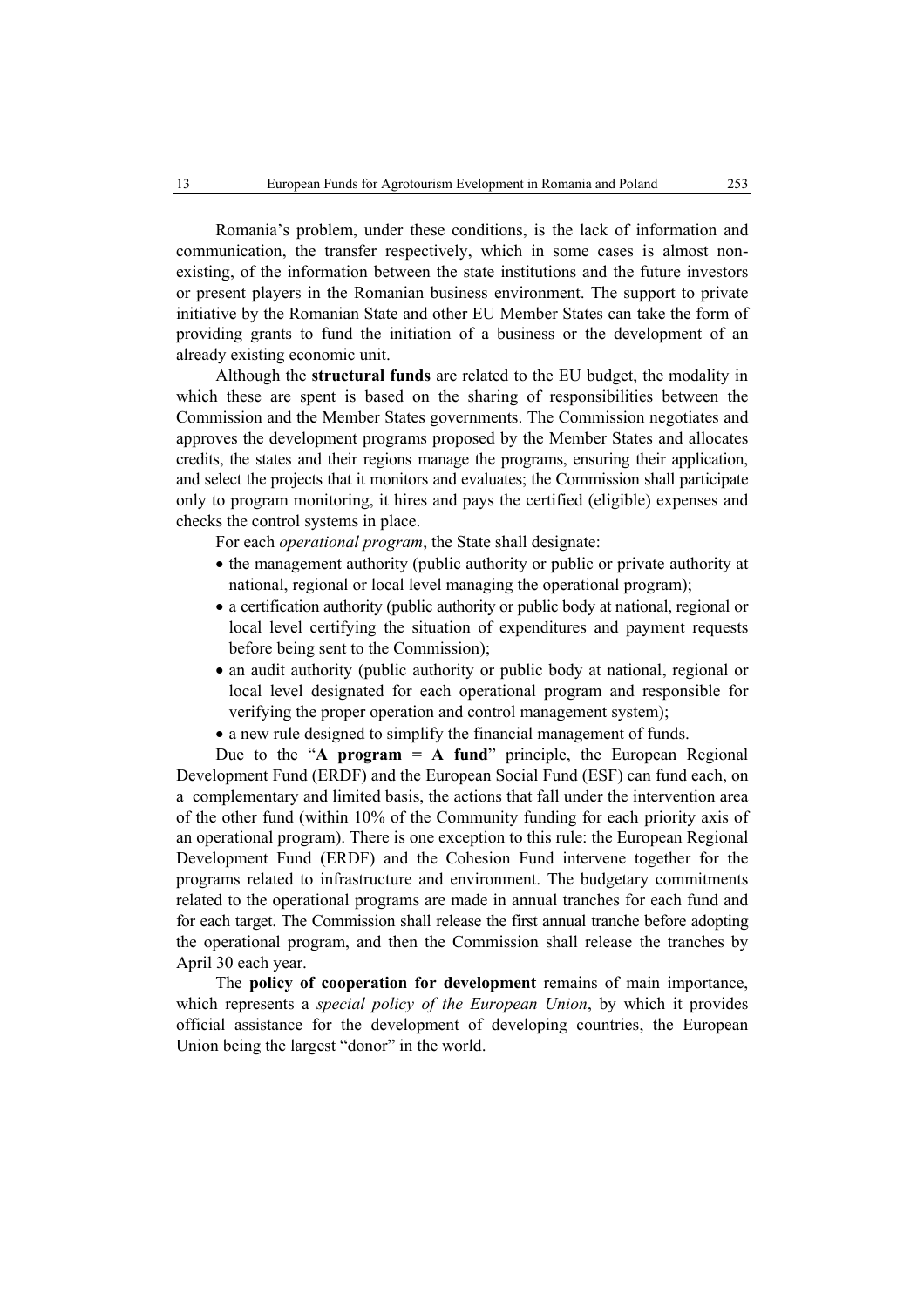Romania's problem, under these conditions, is the lack of information and communication, the transfer respectively, which in some cases is almost non-existing, of the information between the state institutions and the future investors or present players in the Romanian business environment. The support to private initiative by the Romanian State and other EU Member States can take the form of providing grants to fund the initiation of a business or the development of an already existing economic unit.

Although the **structural funds** are related to the EU budget, the modality in which these are spent is based on the sharing of responsibilities between the Commission and the Member States governments. The Commission negotiates and approves the development programs proposed by the Member States and allocates credits, the states and their regions manage the programs, ensuring their application, and select the projects that it monitors and evaluates; the Commission shall participate only to program monitoring, it hires and pays the certified (eligible) expenses and checks the control systems in place.

For each *operational program*, the State shall designate:

- the management authority (public authority or public or private authority at national, regional or local level managing the operational program);
- a certification authority (public authority or public body at national, regional or local level certifying the situation of expenditures and payment requests before being sent to the Commission);
- an audit authority (public authority or public body at national, regional or local level designated for each operational program and responsible for verifying the proper operation and control management system);
- a new rule designed to simplify the financial management of funds.

Due to the "**A program = A fund**" principle, the European Regional Development Fund (ERDF) and the European Social Fund (ESF) can fund each, on a complementary and limited basis, the actions that fall under the intervention area of the other fund (within 10% of the Community funding for each priority axis of an operational program). There is one exception to this rule: the European Regional Development Fund (ERDF) and the Cohesion Fund intervene together for the programs related to infrastructure and environment. The budgetary commitments related to the operational programs are made in annual tranches for each fund and for each target. The Commission shall release the first annual tranche before adopting the operational program, and then the Commission shall release the tranches by April 30 each year.

The **policy of cooperation for development** remains of main importance, which represents a *special policy of the European Union*, by which it provides official assistance for the development of developing countries, the European Union being the largest "donor" in the world.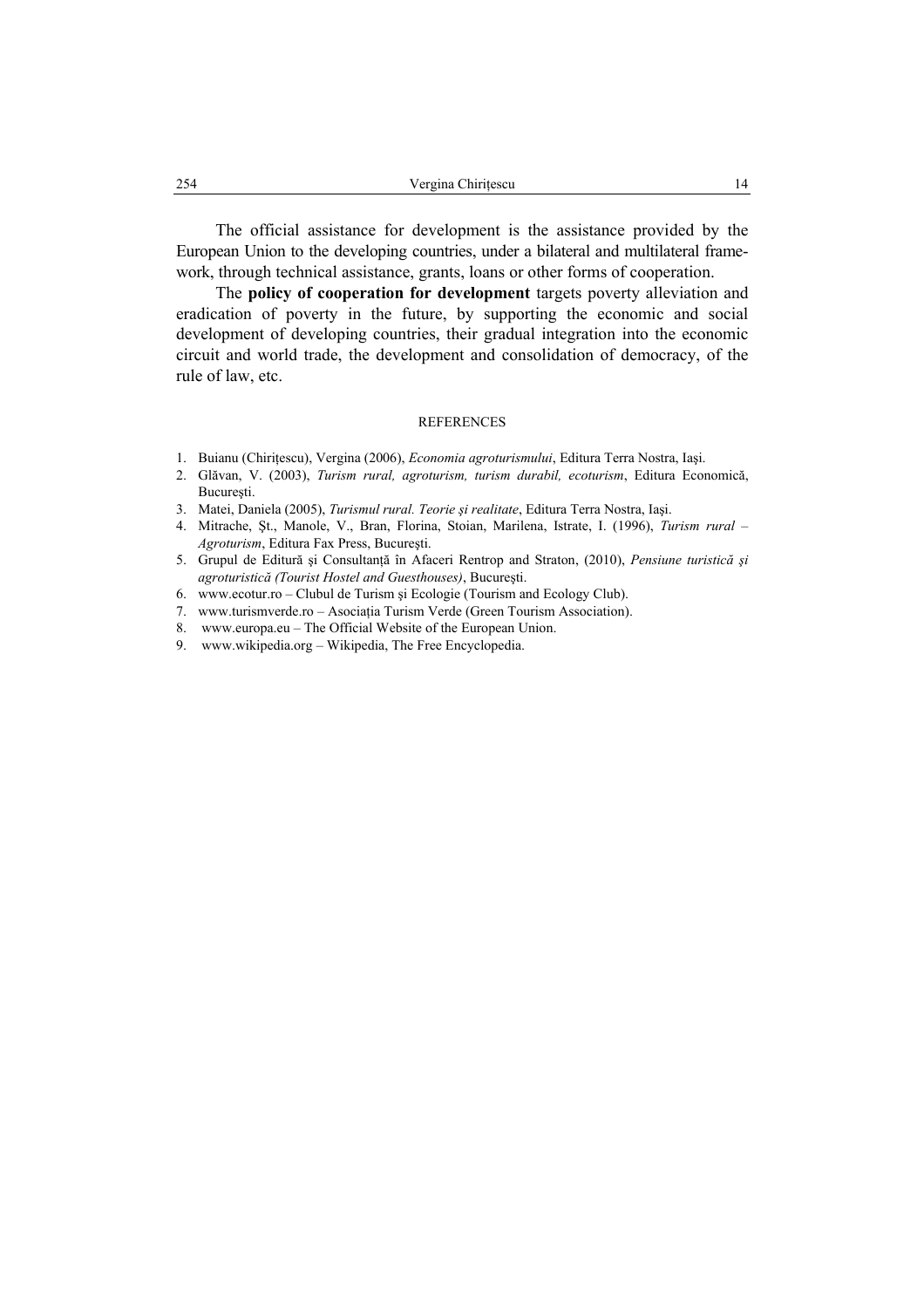The official assistance for development is the assistance provided by the European Union to the developing countries, under a bilateral and multilateral framework, through technical assistance, grants, loans or other forms of cooperation.

The **policy of cooperation for development** targets poverty alleviation and eradication of poverty in the future, by supporting the economic and social development of developing countries, their gradual integration into the economic circuit and world trade, the development and consolidation of democracy, of the rule of law, etc.

## REFERENCES

1. Buianu (Chirițescu), Vergina (2006), *Economia agroturismului*, Editura Terra Nostra, Iași.
2. Glăvan, V. (2003), *Turism rural, agroturism, turism durabil, ecoturism*, Editura Economică, București.
3. Matei, Daniela (2005), *Turismul rural. Teorie şi realitate*, Editura Terra Nostra, Iaşi.
4. Mitrache, Şt., Manole, V., Bran, Florina, Stoian, Marilena, Istrate, I. (1996), *Turism rural – Agroturism*, Editura Fax Press, Bucureşti.
5. Grupul de Editură şi Consultanţă în Afaceri Rentrop and Straton, (2010), *Pensiune turistică şi agroturistică (Tourist Hostel and Guesthouses)*, Bucureşti.
6. www.ecotur.ro – Clubul de Turism şi Ecologie (Tourism and Ecology Club).
7. www.turismverde.ro – Asociația Turism Verde (Green Tourism Association).
8. www.europa.eu – The Official Website of the European Union.
9. www.wikipedia.org – Wikipedia, The Free Encyclopedia.